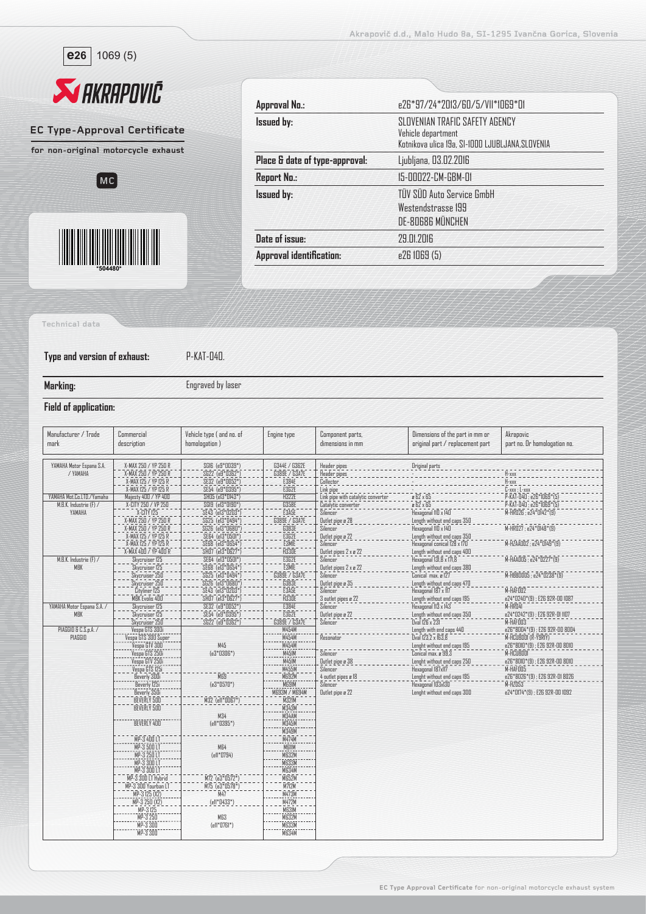**e26** 1069 (5)

AKRAPOVIČ

## EC Type-Approval Certificate

**for non-original motorcycle exhaust**

MC

\*504480\*

| | |
|---|---|
| **Approval No.:** | e26\*97/24\*2013/60/5/VII\*1069\*01 |
| **Issued by:** | SLOVENIAN TRAFIC SAFETY AGENCY<br>Vehicle department<br>Kotnikova ulica 19a, SI-1000 LJUBLJANA,SLOVENIA |
| **Place & date of type-approval:** | Ljubljana, 03.02.2016 |
| **Report No.:** | 15-00022-CM-GBM-01 |
| **Issued by:** | TÜV SÜD Auto Service GmbH<br>Westendstrasse 199<br>DE-80686 MÜNCHEN |
| **Date of issue:** | 29.01.2016 |
| **Approval identification:** | e26 1069 (5) |

Technical data

**Type and version of exhaust:** P-KAT-040.

**Marking:** Engraved by laser

**Field of application:**

| Manufacturer / Trade mark | Commercial description | Vehicle type ( and no. of homologation ) | Engine type | Component parts, dimensions in mm | Dimensions of the part in mm or original part / replacement part | Akrapovic part no. Or homologation no. |
|---|---|---|---|---|---|---|
| YAMAHA Motor Espana S.A. / YAMAHA | X-MAX 250 / VP 250 R | SG16 (e9\*0039\*) | G344E / G362E | Header pipes | Original parts | |
| | X-MAX 250 / VP 250 R | SG22 (e9\*0362\*) | G389E / G3A7E | Header pipes | - | H-xxx |
| | X-MAX 125 / VP 125 R | SE32 (e9\*0052\*) | E384E | Collector | - | H-xxx |
| | X-MAX 125 / VP 125 R | SE54 (e9\*0395\*) | E3C2E | Link pipe | - | C-xxx ; L-xxx |
| YAMAHA Mot.Co.LTD./Yamaha | Majesty 400 / YP 400 | SH05 (e13\*0143\*) | H322E | Link pipe with catalytic converter | ø 62 x 65 | P-KAT-040 ; e26\*1069\*(5) |
| M.B.K. Industrie (F) / YAMAHA | X-CITY 250 / VP 250 | SG19 (e13\*0190\*) | G358E | Catalytic converter | ø 62 x 65 | P-KAT-040 ; e26\*1069\*(5) |
| | X-CITY 125 | SE43 (e13\*0203\*) | E3A5E | Silencer | Hexagonal 110 x 140 | M-HR026 ; e24\*0142\*(9) |
| | X-MAX 250 / VP 250 R | SG25 (e13\*0494\*) | G389E / G3A7E | Outlet pipe ø 28 | Length without end caps 350 | |
| | X-MAX 250 / VP 250 R | SG26 (e13\*0680\*) | G3B3E | Silencer | Hexagonal 110 x 140 | M-HR027 ; e24\*0148\*(9) |
| | X-MAX 125 / YP 125 R | SE64 (e13\*0501\*) | E3C2E | Outlet pipe ø 22 | Length without end caps 350 | |
| | X-MAX 125 / YP 125 R | SE68 (e13\*0654\*) | E3M1E | Silencer | Hexagonal conical 128 x 170 | M-HZAA002 ; e24\*0149\*(9) |
| | X-MAX 400 / YP 400 R | SH07 (e13\*0627\*) | H330E | Outlet pipes 2 x ø 22 | Length without end caps 400 | |
| M.B.K. Industrie (F) / MBK | Skycruiser 125 | SE64 (e13\*0501\*) | E3C2E | Silencer | Hexagonal 131,8 x 171,8 | M-HAA005 ; e24\*0227\*(9) |
| | Skycruiser 125 | SE68 (e13\*0654\*) | E3M1E | Outlet pipes 2 x ø 22 | Length without end caps 380 | |
| | Skycruiser 250 | SG25 (e13\*0494\*) | G389E / G3A7E | Silencer | Conical max. ø 127 | M-HBB0005 ; e24\*0238\*(9) |
| | Skycruiser 250 | SG26 (e13\*0680\*) | G3B3E | Outlet pipe ø 35 | Length without end caps 470 | |
| | Cityliner 125 | SE43 (e13\*0203\*) | E3A5E | Silencer | Hexagonal 187 x 117 | M-HAF002 |
| | MBK Evolis 400 | SH07 (e13\*0627\*) | H330E | 3 outlet pipes ø 22 | Length without end caps 195 | e24\*0240\*(9) ; E26 92R-00 1087 |
| YAMAHA Motor Espana S.A. / MBK | Skycruiser 125 | SE32 (e9\*0052\*) | E384E | Silencer | Hexagonal 113 x 143 | M-HR041 |
| | Skycruiser 125 | SE54 (e9\*0395\*) | E3C2E | Outlet pipe ø 22 | Length without end caps 350 | e24\*0242\*(9) ; E26 92R-01 1107 |
| | Skycruiser 250 | SG22 (e9\*0362\*) | G389E / G3A7E | Silencer | Oval 126 x 231 | M-HAF003 |
| PIAGGIO & C.S.p.A. / PIAGGIO | Vespa GTS 300i | M45 (e3\*0306\*) | M454M | | Length with end caps 440 | e26\*8004\*(9) ; E26 92R-00 8004 |
| | Vespa GTS 300 Super | | M454M | Resonator | Oval 123,2 x 163,8 | M-HCUB00I (R-Y9R17) |
| | Vespa GTV 300 | | M454M | | Lenght without end caps 195 | e26\*8010\*(9) ; E26 92R-00 8010 |
| | Vespa GTS 250i | | M451M | Silencer | Conical max. ø 99,3 | M-HCUB00I |
| | Vespa GTV 250i | | M451M | Outlet pipe ø 38 | Lenght without end caps 250 | e26\*8010\*(9) ; E26 92R-00 8010 |
| | Vespa GTS 125i | | M455M | Silencer | Hexagonal 187x117 | M-HAF005 |
| | Beverly 300i | M69 (e3\*0570\*) | M692M | 4 outlet pipes ø 18 | Lenght without end caps 195 | e26\*8026\*(9) ; E26 92R-01 8026 |
| | Beverly 125i | | M691M | Silencer | Hexagonal 103x130 | M-HZ053 |
| | Beverly 350i | | M693M / M694M | Outlet pipe ø 22 | Lenght without end caps 300 | e24\*0174\*(9) ; E26 92R-00 1092 |
| | BEVERLY 500 | M32 (e11\*0067\*) | M321M | | | |
| | BEVERLY 500 | M34 (e11\*0395\*) | M343M | | | |
| | BEVERLY 400 | | M344M | | | |
| | | | M345M | | | |
| | | | M348M | | | |
| | MP-3 400 LT | M64 (e11\*0794) | M474M | | | |
| | MP-3 500 LT | | M611M | | | |
| | MP-3 250 LT | | M632M | | | |
| | MP-3 300 LT | | M633M | | | |
| | MP-3 300 LT | | M634M | | | |
| | MP-3 300 LT Hybrid | M72 (e3\*0572\*) | M652M | | | |
| | MP-3 300 Yourban LT | M75 (e3\*0578\*) | M712M | | | |
| | MP-3 125 (X2) | M47 (e11\*0433\*) | M473M | | | |
| | MP-3 250 (X2) | | M472M | | | |
| | MP-3 125 | M63 (e11\*0761\*) | M631M | | | |
| | MP-3 250 | | M632M | | | |
| | MP-3 300 | | M633M | | | |
| | MP-3 300 | | M634M | | | |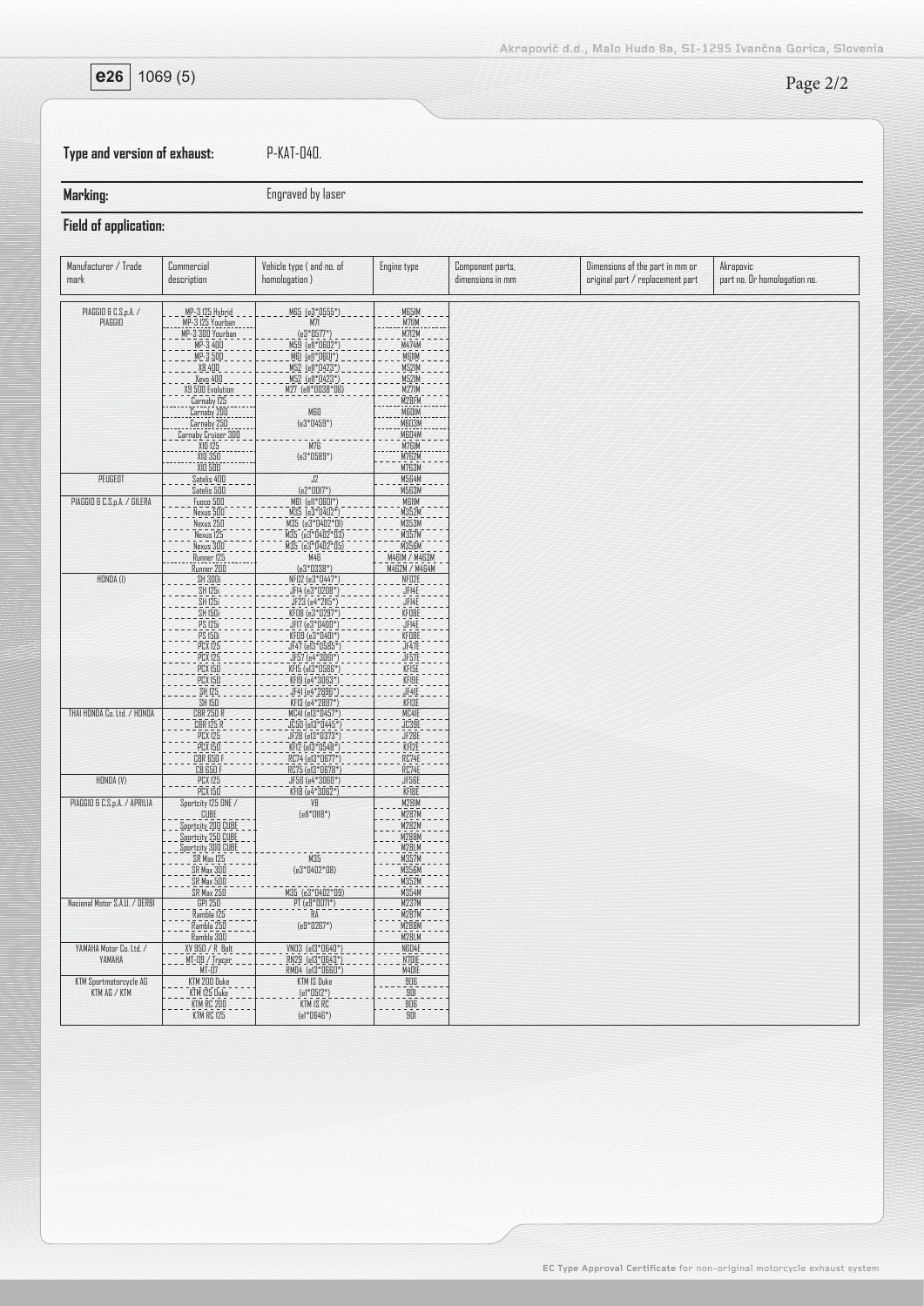**e26** 1069 (5)

**Type and version of exhaust:** P-KAT-040.

**Marking:** Engraved by laser

**Field of application:**

| Manufacturer / Trade mark | Commercial description | Vehicle type ( and no. of homologation ) | Engine type | Component parts, dimensions in mm | Dimensions of the part in mm or original part / replacement part | Akrapovic part no. Or homologation no. |
|---|---|---|---|---|---|---|
| PIAGGIO & C.S.p.A. / PIAGGIO | MP-3 125 Hybrid | M65 (e3*0555*) | M651M | | | |
| | MP-3 125 Yourban | M71 | M711M | | | |
| | MP-3 300 Yourban | (e3*0577*) | M712M | | | |
| | MP-3 400 | M59 (e11*0602*) | M474M | | | |
| | MP-3 500 | M61 (e11*0601*) | M611M | | | |
| | X8 400 | M52 (e11*0423*) | M521M | | | |
| | Xevo 400 | M52 (e11*0423*) | M521M | | | |
| | X9 500 Evolution | M27 (e11*0038*06) | M271M | | | |
| | Carnaby 125 | M60 (e3*0459*) | M281M | | | |
| | Carnaby 200 | | M601M | | | |
| | Carnaby 250 | | M603M | | | |
| | Carnaby Cruiser 300 | | M604M | | | |
| | X10 125 | M76 (e3*0589*) | M761M | | | |
| | X10 350 | | M762M | | | |
| | X10 500 | | M763M | | | |
| PEUGEOT | Satelis 400 | J2 (e2*0017*) | M564M | | | |
| | Satelis 500 | | M563M | | | |
| PIAGGIO & C.S.p.A. / GILERA | Fuoco 500 | M61 (e11*0601*) | M611M | | | |
| | Nexus 500 | M35 (e3*0402*) | M352M | | | |
| | Nexus 250 | M35 (e3*0402*01) | M353M | | | |
| | Nexus 125 | M35 (e3*0402*03) | M357M | | | |
| | Nexus 300 | M35 (e3*0402*05) | M356M | | | |
| | Runner 125 | M46 (e3*0338*) | M461M / M463M | | | |
| | Runner 200 | | M462M / M464M | | | |
| HONDA (I) | SH 300i | NF02 (e3*0447*) | NF02E | | | |
| | SH 125i | JF14 (e3*0208*) | JF14E | | | |
| | SH 125i | JF23 (e4*2115*) | JF14E | | | |
| | SH 150i | KF08 (e3*0297*) | KF08E | | | |
| | PS 125i | JF17 (e3*0400*) | JF14E | | | |
| | PS 150i | KF09 (e3*0401*) | KF08E | | | |
| | PCX 125 | JF47 (e13*0565*) | JF47E | | | |
| | PCX 125 | JF57 (e4*3061*) | JF57E | | | |
| | PCX 150 | KF15 (e13*0566*) | KF15E | | | |
| | PCX 150 | KF19 (e4*3063*) | KF19E | | | |
| | SH 125 | JF41 (e4*2896*) | JF41E | | | |
| | SH 150 | KF13 (e4*2897*) | KF13E | | | |
| THAI HONDA Co. Ltd. / HONDA | CBR 250 R | MC41 (e13*0457*) | MC41E | | | |
| | CBR 125 R | JC50 (e13*0445*) | JC39E | | | |
| | PCX 125 | JF28 (e13*0373*) | JF28E | | | |
| | PCX 150 | KF12 (e13*0548*) | KF12E | | | |
| | CBR 650 F | RC74 (e13*0677*) | RC74E | | | |
| | CB 650 F | RC75 (e13*0678*) | RC74E | | | |
| HONDA (V) | PCX 125 | JF56 (e4*3060*) | JF56E | | | |
| | PCX 150 | KF18 (e4*3062*) | KF18E | | | |
| PIAGGIO & C.S.p.A. / APRILIA | Sportcity 125 ONE / CUBE | V8 (e11*0118*) | M281M | | | |
| | | | M287M | | | |
| | Sportcity 200 CUBE | | M282M | | | |
| | Sportcity 250 CUBE | | M288M | | | |
| | Sportcity 300 CUBE | | M28LM | | | |
| | SR Max 125 | M35 (e3*0402*08) | M357M | | | |
| | SR Max 300 | | M356M | | | |
| | SR Max 500 | | M352M | | | |
| | SR Max 250 | M35 (e3*0402*09) | M354M | | | |
| Nacional Motor S.A.U. / DERBI | GP1 250 | PT (e9*0071*) | M237M | | | |
| | Rambla 125 | RA (e9*0267*) | M287M | | | |
| | Rambla 250 | | M288M | | | |
| | Rambla 300 | | M28LM | | | |
| YAMAHA Motor Co. Ltd. / YAMAHA | XV 950 / R, Bolt | VN03 (e13*0640*) | N604E | | | |
| | MT-09 / Tracer | RN29 (e13*0643*) | N701E | | | |
| | MT-07 | RM04 (e13*0660*) | M401E | | | |
| KTM Sportmotorcycle AG KTM AG / KTM | KTM 200 Duke | KTM IS Duke (e1*0512*) | 906 | | | |
| | KTM 125 Duke | | 901 | | | |
| | KTM RC 200 | KTM IS RC (e1*0646*) | 906 | | | |
| | KTM RC 125 | | 901 | | | |